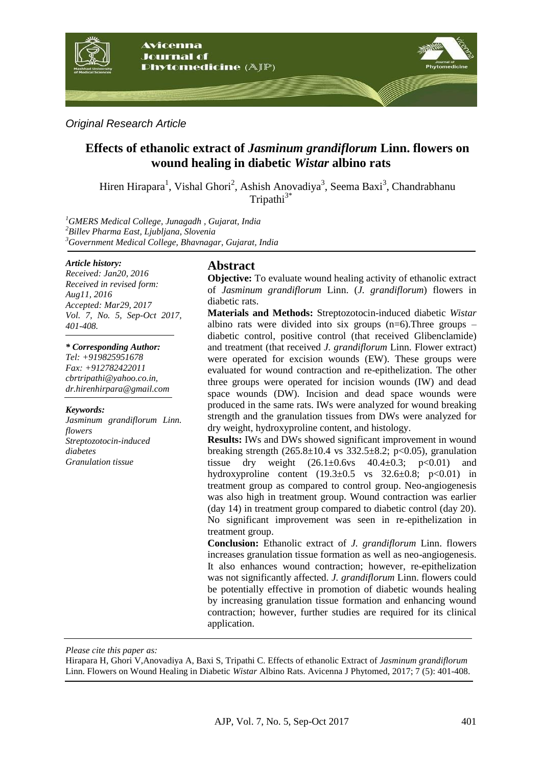*Original Research Article*

# Effects of ethanolic extract of *Jasminum grandiflorum* Linn. flowers on wound healing in diabetic *Wistar* albino rats

Hiren Hirapara[1], Vishal Ghori[2], Ashish Anovadiya[3], Seema Baxi[3], Chandrabhanu Tripathi[3*]

[1]*GMERS Medical College, Junagadh , Gujarat, India*
[2]*Billev Pharma East, Ljubljana, Slovenia*
[3]*Government Medical College, Bhavnagar, Gujarat, India*

***Article history:***
*Received: Jan20, 2016*
*Received in revised form: Aug11, 2016*
*Accepted: Mar29, 2017*
*Vol. 7, No. 5, Sep-Oct 2017, 401-408.*

***\* Corresponding Author:***
*Tel: +919825951678*
*Fax: +912782422011*
*cbrtripathi@yahoo.co.in, dr.hirenhirpara@gmail.com*

***Keywords:***
*Jasminum grandiflorum Linn. flowers*
*Streptozotocin-induced diabetes*
*Granulation tissue*

## Abstract

**Objective:** To evaluate wound healing activity of ethanolic extract of *Jasminum grandiflorum* Linn. (*J. grandiflorum*) flowers in diabetic rats.

**Materials and Methods:** Streptozotocin-induced diabetic *Wistar* albino rats were divided into six groups (n=6).Three groups – diabetic control, positive control (that received Glibenclamide) and treatment (that received *J. grandiflorum* Linn. Flower extract) were operated for excision wounds (EW). These groups were evaluated for wound contraction and re-epithelization. The other three groups were operated for incision wounds (IW) and dead space wounds (DW). Incision and dead space wounds were produced in the same rats. IWs were analyzed for wound breaking strength and the granulation tissues from DWs were analyzed for dry weight, hydroxyproline content, and histology.

**Results:** IWs and DWs showed significant improvement in wound breaking strength (265.8±10.4 vs 332.5±8.2; $p<0.05$), granulation tissue dry weight (26.1±0.6vs 40.4±0.3; $p<0.01$) and hydroxyproline content (19.3±0.5 vs 32.6±0.8; $p<0.01$) in treatment group as compared to control group. Neo-angiogenesis was also high in treatment group. Wound contraction was earlier (day 14) in treatment group compared to diabetic control (day 20). No significant improvement was seen in re-epithelization in treatment group.

**Conclusion:** Ethanolic extract of *J. grandiflorum* Linn. flowers increases granulation tissue formation as well as neo-angiogenesis. It also enhances wound contraction; however, re-epithelization was not significantly affected. *J. grandiflorum* Linn. flowers could be potentially effective in promotion of diabetic wounds healing by increasing granulation tissue formation and enhancing wound contraction; however, further studies are required for its clinical application.

*Please cite this paper as:*
Hirapara H, Ghori V,Anovadiya A, Baxi S, Tripathi C. Effects of ethanolic Extract of *Jasminum grandiflorum* Linn. Flowers on Wound Healing in Diabetic *Wistar* Albino Rats. Avicenna J Phytomed, 2017; 7 (5): 401-408.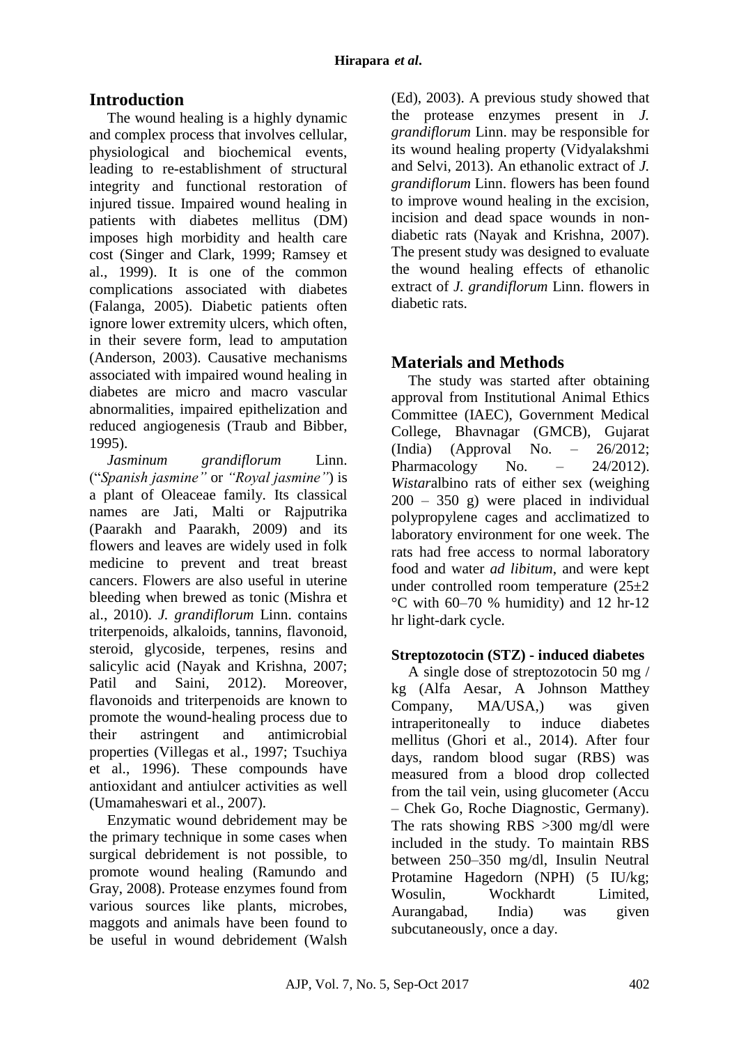## Introduction

The wound healing is a highly dynamic and complex process that involves cellular, physiological and biochemical events, leading to re-establishment of structural integrity and functional restoration of injured tissue. Impaired wound healing in patients with diabetes mellitus (DM) imposes high morbidity and health care cost (Singer and Clark, 1999; Ramsey et al., 1999). It is one of the common complications associated with diabetes (Falanga, 2005). Diabetic patients often ignore lower extremity ulcers, which often, in their severe form, lead to amputation (Anderson, 2003). Causative mechanisms associated with impaired wound healing in diabetes are micro and macro vascular abnormalities, impaired epithelization and reduced angiogenesis (Traub and Bibber, 1995).

*Jasminum grandiflorum* Linn. ("*Spanish jasmine*" or *"Royal jasmine"*) is a plant of Oleaceae family. Its classical names are Jati, Malti or Rajputrika (Paarakh and Paarakh, 2009) and its flowers and leaves are widely used in folk medicine to prevent and treat breast cancers. Flowers are also useful in uterine bleeding when brewed as tonic (Mishra et al., 2010). *J. grandiflorum* Linn. contains triterpenoids, alkaloids, tannins, flavonoid, steroid, glycoside, terpenes, resins and salicylic acid (Nayak and Krishna, 2007; Patil and Saini, 2012). Moreover, flavonoids and triterpenoids are known to promote the wound-healing process due to their astringent and antimicrobial properties (Villegas et al., 1997; Tsuchiya et al., 1996). These compounds have antioxidant and antiulcer activities as well (Umamaheswari et al., 2007).

Enzymatic wound debridement may be the primary technique in some cases when surgical debridement is not possible, to promote wound healing (Ramundo and Gray, 2008). Protease enzymes found from various sources like plants, microbes, maggots and animals have been found to be useful in wound debridement (Walsh (Ed), 2003). A previous study showed that the protease enzymes present in *J. grandiflorum* Linn. may be responsible for its wound healing property (Vidyalakshmi and Selvi, 2013). An ethanolic extract of *J. grandiflorum* Linn. flowers has been found to improve wound healing in the excision, incision and dead space wounds in non-diabetic rats (Nayak and Krishna, 2007). The present study was designed to evaluate the wound healing effects of ethanolic extract of *J. grandiflorum* Linn. flowers in diabetic rats.

## Materials and Methods

The study was started after obtaining approval from Institutional Animal Ethics Committee (IAEC), Government Medical College, Bhavnagar (GMCB), Gujarat (India) (Approval No. – 26/2012; Pharmacology No. – 24/2012). *Wistar*albino rats of either sex (weighing 200 – 350 g) were placed in individual polypropylene cages and acclimatized to laboratory environment for one week. The rats had free access to normal laboratory food and water *ad libitum*, and were kept under controlled room temperature (25±2 °C with 60–70 % humidity) and 12 hr-12 hr light-dark cycle.

**Streptozotocin (STZ) - induced diabetes**

A single dose of streptozotocin 50 mg / kg (Alfa Aesar, A Johnson Matthey Company, MA/USA,) was given intraperitoneally to induce diabetes mellitus (Ghori et al., 2014). After four days, random blood sugar (RBS) was measured from a blood drop collected from the tail vein, using glucometer (Accu – Chek Go, Roche Diagnostic, Germany). The rats showing RBS >300 mg/dl were included in the study. To maintain RBS between 250–350 mg/dl, Insulin Neutral Protamine Hagedorn (NPH) (5 IU/kg; Wosulin, Wockhardt Limited, Aurangabad, India) was given subcutaneously, once a day.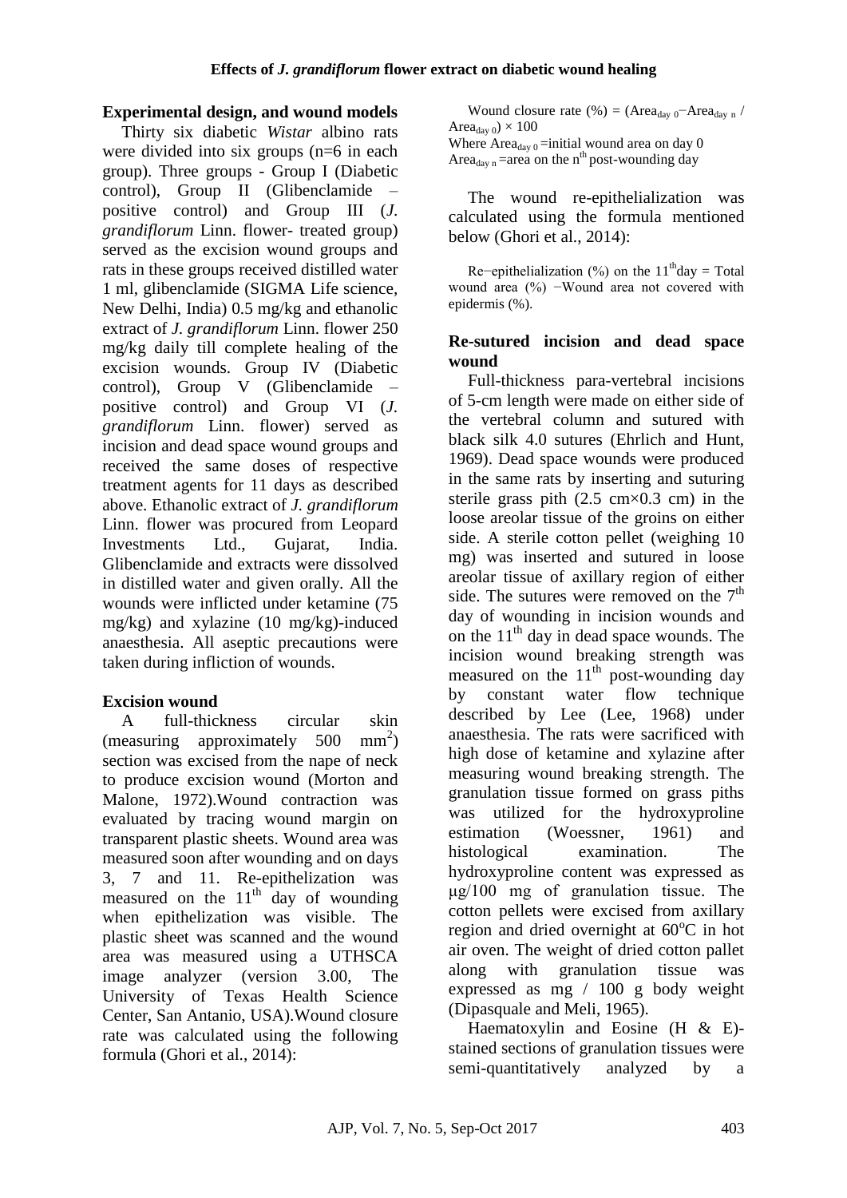### Experimental design, and wound models

Thirty six diabetic *Wistar* albino rats were divided into six groups (n=6 in each group). Three groups - Group I (Diabetic control), Group II (Glibenclamide – positive control) and Group III (*J. grandiflorum* Linn. flower- treated group) served as the excision wound groups and rats in these groups received distilled water 1 ml, glibenclamide (SIGMA Life science, New Delhi, India) 0.5 mg/kg and ethanolic extract of *J. grandiflorum* Linn. flower 250 mg/kg daily till complete healing of the excision wounds. Group IV (Diabetic control), Group V (Glibenclamide – positive control) and Group VI (*J. grandiflorum* Linn. flower) served as incision and dead space wound groups and received the same doses of respective treatment agents for 11 days as described above. Ethanolic extract of *J. grandiflorum* Linn. flower was procured from Leopard Investments Ltd., Gujarat, India. Glibenclamide and extracts were dissolved in distilled water and given orally. All the wounds were inflicted under ketamine (75 mg/kg) and xylazine (10 mg/kg)-induced anaesthesia. All aseptic precautions were taken during infliction of wounds.

### Excision wound

A full-thickness circular skin (measuring approximately 500 $mm^2$) section was excised from the nape of neck to produce excision wound (Morton and Malone, 1972).Wound contraction was evaluated by tracing wound margin on transparent plastic sheets. Wound area was measured soon after wounding and on days 3, 7 and 11. Re-epithelization was measured on the $11^{th}$ day of wounding when epithelization was visible. The plastic sheet was scanned and the wound area was measured using a UTHSCA image analyzer (version 3.00, The University of Texas Health Science Center, San Antanio, USA).Wound closure rate was calculated using the following formula (Ghori et al., 2014):

Wound closure rate (%) = ($Area_{day\ 0}$−$Area_{day\ n}$ / $Area_{day\ 0}$) × 100
Where $Area_{day\ 0}$ =initial wound area on day 0
$Area_{day\ n}$ =area on the $n^{th}$ post-wounding day

The wound re-epithelialization was calculated using the formula mentioned below (Ghori et al., 2014):

Re−epithelialization (%) on the $11^{th}$day = Total wound area (%) −Wound area not covered with epidermis (%).

### Re-sutured incision and dead space wound

Full-thickness para-vertebral incisions of 5-cm length were made on either side of the vertebral column and sutured with black silk 4.0 sutures (Ehrlich and Hunt, 1969). Dead space wounds were produced in the same rats by inserting and suturing sterile grass pith (2.5 cm×0.3 cm) in the loose areolar tissue of the groins on either side. A sterile cotton pellet (weighing 10 mg) was inserted and sutured in loose areolar tissue of axillary region of either side. The sutures were removed on the $7^{th}$ day of wounding in incision wounds and on the $11^{th}$ day in dead space wounds. The incision wound breaking strength was measured on the $11^{th}$ post-wounding day by constant water flow technique described by Lee (Lee, 1968) under anaesthesia. The rats were sacrificed with high dose of ketamine and xylazine after measuring wound breaking strength. The granulation tissue formed on grass piths was utilized for the hydroxyproline estimation (Woessner, 1961) and histological examination. The hydroxyproline content was expressed as μg/100 mg of granulation tissue. The cotton pellets were excised from axillary region and dried overnight at 60$^{o}$C in hot air oven. The weight of dried cotton pallet along with granulation tissue was expressed as mg / 100 g body weight (Dipasquale and Meli, 1965).

Haematoxylin and Eosine (H & E)-stained sections of granulation tissues were semi-quantitatively analyzed by a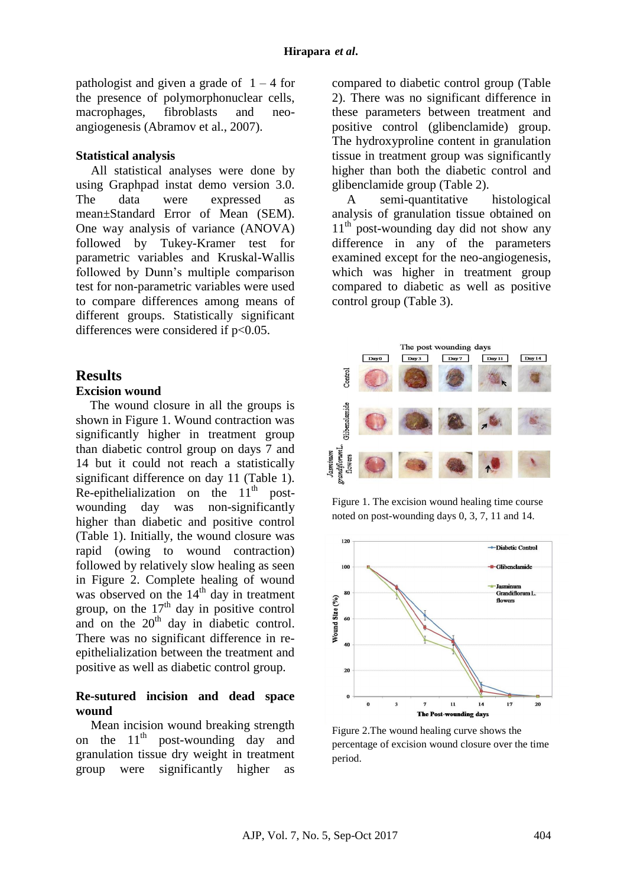pathologist and given a grade of 1 – 4 for the presence of polymorphonuclear cells, macrophages, fibroblasts and neo-angiogenesis (Abramov et al., 2007).

**Statistical analysis**

All statistical analyses were done by using Graphpad instat demo version 3.0. The data were expressed as mean±Standard Error of Mean (SEM). One way analysis of variance (ANOVA) followed by Tukey-Kramer test for parametric variables and Kruskal-Wallis followed by Dunn's multiple comparison test for non-parametric variables were used to compare differences among means of different groups. Statistically significant differences were considered if $p<0.05$.

## Results

### Excision wound

The wound closure in all the groups is shown in Figure 1. Wound contraction was significantly higher in treatment group than diabetic control group on days 7 and 14 but it could not reach a statistically significant difference on day 11 (Table 1). Re-epithelialization on the 11$^{th}$ post-wounding day was non-significantly higher than diabetic and positive control (Table 1). Initially, the wound closure was rapid (owing to wound contraction) followed by relatively slow healing as seen in Figure 2. Complete healing of wound was observed on the 14$^{th}$ day in treatment group, on the 17$^{th}$ day in positive control and on the 20$^{th}$ day in diabetic control. There was no significant difference in re-epithelialization between the treatment and positive as well as diabetic control group.

### Re-sutured incision and dead space wound

Mean incision wound breaking strength on the 11$^{th}$ post-wounding day and granulation tissue dry weight in treatment group were significantly higher as compared to diabetic control group (Table 2). There was no significant difference in these parameters between treatment and positive control (glibenclamide) group. The hydroxyproline content in granulation tissue in treatment group was significantly higher than both the diabetic control and glibenclamide group (Table 2).

A semi-quantitative histological analysis of granulation tissue obtained on 11$^{th}$ post-wounding day did not show any difference in any of the parameters examined except for the neo-angiogenesis, which was higher in treatment group compared to diabetic as well as positive control group (Table 3).

Figure 1. The excision wound healing time course noted on post-wounding days 0, 3, 7, 11 and 14.

Figure 2.The wound healing curve shows the percentage of excision wound closure over the time period.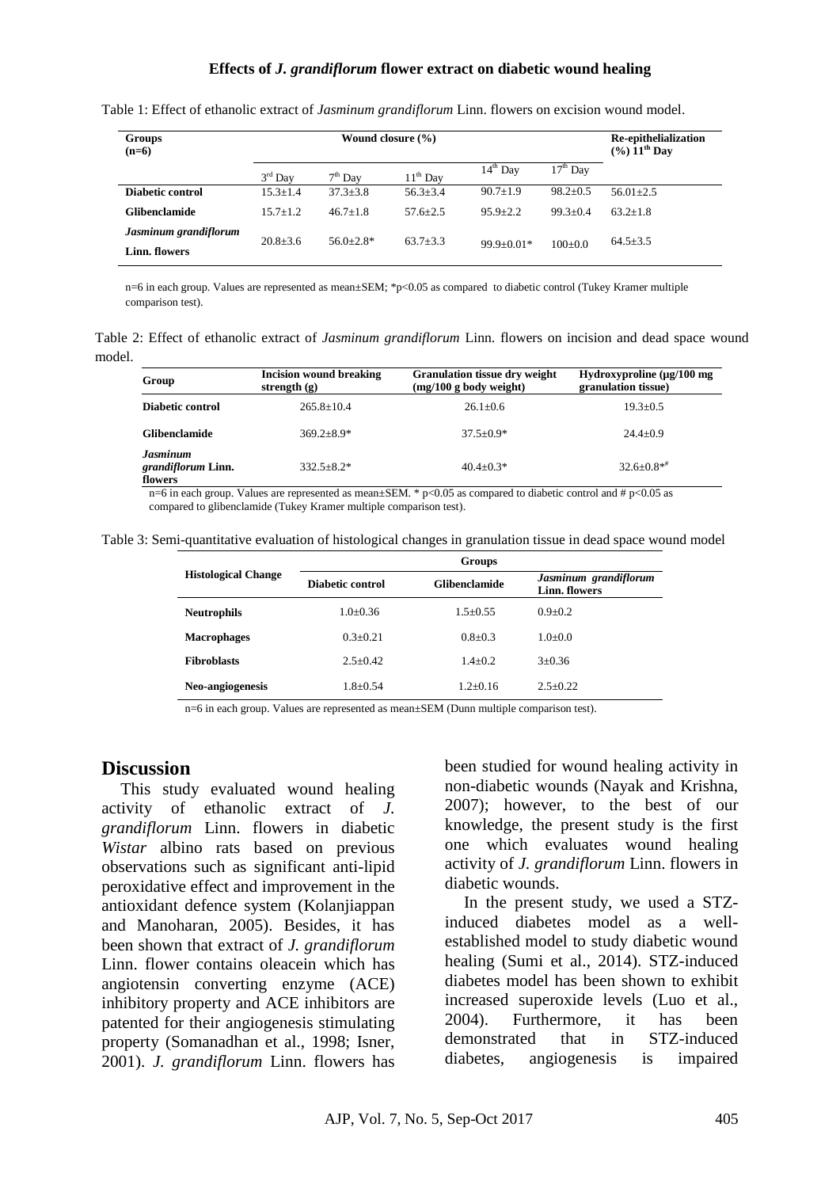Table 1: Effect of ethanolic extract of *Jasminum grandiflorum* Linn. flowers on excision wound model.

| Groups (n=6) | Wound closure (%) | | | | | Re-epithelialization (%) 11th Day |
|---|---|---|---|---|---|---|
| | 3rd Day | 7th Day | 11th Day | 14th Day | 17th Day | |
| **Diabetic control** | 15.3±1.4 | 37.3±3.8 | 56.3±3.4 | 90.7±1.9 | 98.2±0.5 | 56.01±2.5 |
| **Glibenclamide** | 15.7±1.2 | 46.7±1.8 | 57.6±2.5 | 95.9±2.2 | 99.3±0.4 | 63.2±1.8 |
| ***Jasminum grandiflorum* Linn. flowers** | 20.8±3.6 | 56.0±2.8* | 63.7±3.3 | 99.9±0.01* | 100±0.0 | 64.5±3.5 |

n=6 in each group. Values are represented as mean±SEM; *$p<0.05$ as compared to diabetic control (Tukey Kramer multiple comparison test).

Table 2: Effect of ethanolic extract of *Jasminum grandiflorum* Linn. flowers on incision and dead space wound model.

| Group | Incision wound breaking strength (g) | Granulation tissue dry weight (mg/100 g body weight) | Hydroxyproline (µg/100 mg granulation tissue) |
|---|---|---|---|
| **Diabetic control** | 265.8±10.4 | 26.1±0.6 | 19.3±0.5 |
| **Glibenclamide** | 369.2±8.9* | 37.5±0.9* | 24.4±0.9 |
| ***Jasminum grandiflorum* Linn. flowers** | 332.5±8.2* | 40.4±0.3* | 32.6±0.8*# |

n=6 in each group. Values are represented as mean±SEM. * $p<0.05$ as compared to diabetic control and # $p<0.05$ as compared to glibenclamide (Tukey Kramer multiple comparison test).

Table 3: Semi-quantitative evaluation of histological changes in granulation tissue in dead space wound model

| Histological Change | Groups | | |
|---|---|---|---|
| | Diabetic control | Glibenclamide | *Jasminum grandiflorum* Linn. flowers |
| **Neutrophils** | 1.0±0.36 | 1.5±0.55 | 0.9±0.2 |
| **Macrophages** | 0.3±0.21 | 0.8±0.3 | 1.0±0.0 |
| **Fibroblasts** | 2.5±0.42 | 1.4±0.2 | 3±0.36 |
| **Neo-angiogenesis** | 1.8±0.54 | 1.2±0.16 | 2.5±0.22 |

n=6 in each group. Values are represented as mean±SEM (Dunn multiple comparison test).

## Discussion

This study evaluated wound healing activity of ethanolic extract of *J. grandiflorum* Linn. flowers in diabetic *Wistar* albino rats based on previous observations such as significant anti-lipid peroxidative effect and improvement in the antioxidant defence system (Kolanjiappan and Manoharan, 2005). Besides, it has been shown that extract of *J. grandiflorum* Linn. flower contains oleacein which has angiotensin converting enzyme (ACE) inhibitory property and ACE inhibitors are patented for their angiogenesis stimulating property (Somanadhan et al., 1998; Isner, 2001). *J. grandiflorum* Linn. flowers has been studied for wound healing activity in non-diabetic wounds (Nayak and Krishna, 2007); however, to the best of our knowledge, the present study is the first one which evaluates wound healing activity of *J. grandiflorum* Linn. flowers in diabetic wounds.

In the present study, we used a STZ-induced diabetes model as a well-established model to study diabetic wound healing (Sumi et al., 2014). STZ-induced diabetes model has been shown to exhibit increased superoxide levels (Luo et al., 2004). Furthermore, it has been demonstrated that in STZ-induced diabetes, angiogenesis is impaired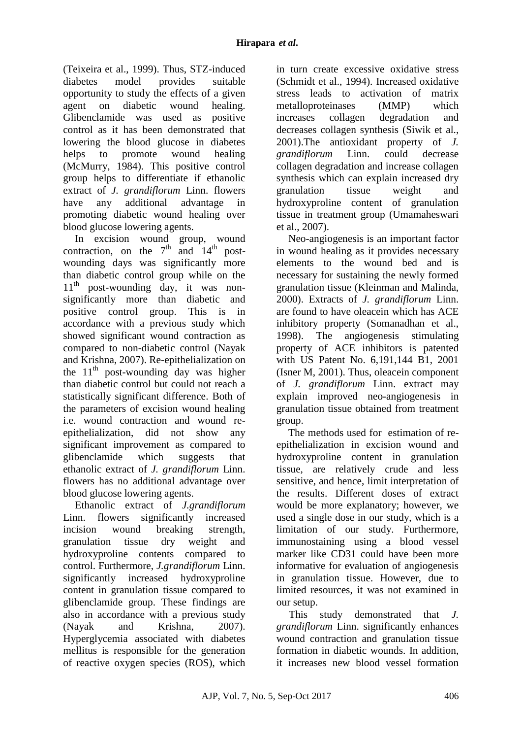(Teixeira et al., 1999). Thus, STZ-induced diabetes model provides suitable opportunity to study the effects of a given agent on diabetic wound healing. Glibenclamide was used as positive control as it has been demonstrated that lowering the blood glucose in diabetes helps to promote wound healing (McMurry, 1984). This positive control group helps to differentiate if ethanolic extract of *J. grandiflorum* Linn. flowers have any additional advantage in promoting diabetic wound healing over blood glucose lowering agents.

In excision wound group, wound contraction, on the $7^{th}$ and $14^{th}$ post-wounding days was significantly more than diabetic control group while on the $11^{th}$ post-wounding day, it was non-significantly more than diabetic and positive control group. This is in accordance with a previous study which showed significant wound contraction as compared to non-diabetic control (Nayak and Krishna, 2007). Re-epithelialization on the $11^{th}$ post-wounding day was higher than diabetic control but could not reach a statistically significant difference. Both of the parameters of excision wound healing i.e. wound contraction and wound re-epithelialization, did not show any significant improvement as compared to glibenclamide which suggests that ethanolic extract of *J. grandiflorum* Linn. flowers has no additional advantage over blood glucose lowering agents.

Ethanolic extract of *J.grandiflorum* Linn. flowers significantly increased incision wound breaking strength, granulation tissue dry weight and hydroxyproline contents compared to control. Furthermore, *J.grandiflorum* Linn. significantly increased hydroxyproline content in granulation tissue compared to glibenclamide group. These findings are also in accordance with a previous study (Nayak and Krishna, 2007). Hyperglycemia associated with diabetes mellitus is responsible for the generation of reactive oxygen species (ROS), which in turn create excessive oxidative stress (Schmidt et al., 1994). Increased oxidative stress leads to activation of matrix metalloproteinases (MMP) which increases collagen degradation and decreases collagen synthesis (Siwik et al., 2001).The antioxidant property of *J. grandiflorum* Linn. could decrease collagen degradation and increase collagen synthesis which can explain increased dry granulation tissue weight and hydroxyproline content of granulation tissue in treatment group (Umamaheswari et al., 2007).

Neo-angiogenesis is an important factor in wound healing as it provides necessary elements to the wound bed and is necessary for sustaining the newly formed granulation tissue (Kleinman and Malinda, 2000). Extracts of *J. grandiflorum* Linn. are found to have oleacein which has ACE inhibitory property (Somanadhan et al., 1998). The angiogenesis stimulating property of ACE inhibitors is patented with US Patent No. 6,191,144 B1, 2001 (Isner M, 2001). Thus, oleacein component of *J. grandiflorum* Linn. extract may explain improved neo-angiogenesis in granulation tissue obtained from treatment group.

The methods used for estimation of re-epithelialization in excision wound and hydroxyproline content in granulation tissue, are relatively crude and less sensitive, and hence, limit interpretation of the results. Different doses of extract would be more explanatory; however, we used a single dose in our study, which is a limitation of our study. Furthermore, immunostaining using a blood vessel marker like CD31 could have been more informative for evaluation of angiogenesis in granulation tissue. However, due to limited resources, it was not examined in our setup.

This study demonstrated that *J. grandiflorum* Linn. significantly enhances wound contraction and granulation tissue formation in diabetic wounds. In addition, it increases new blood vessel formation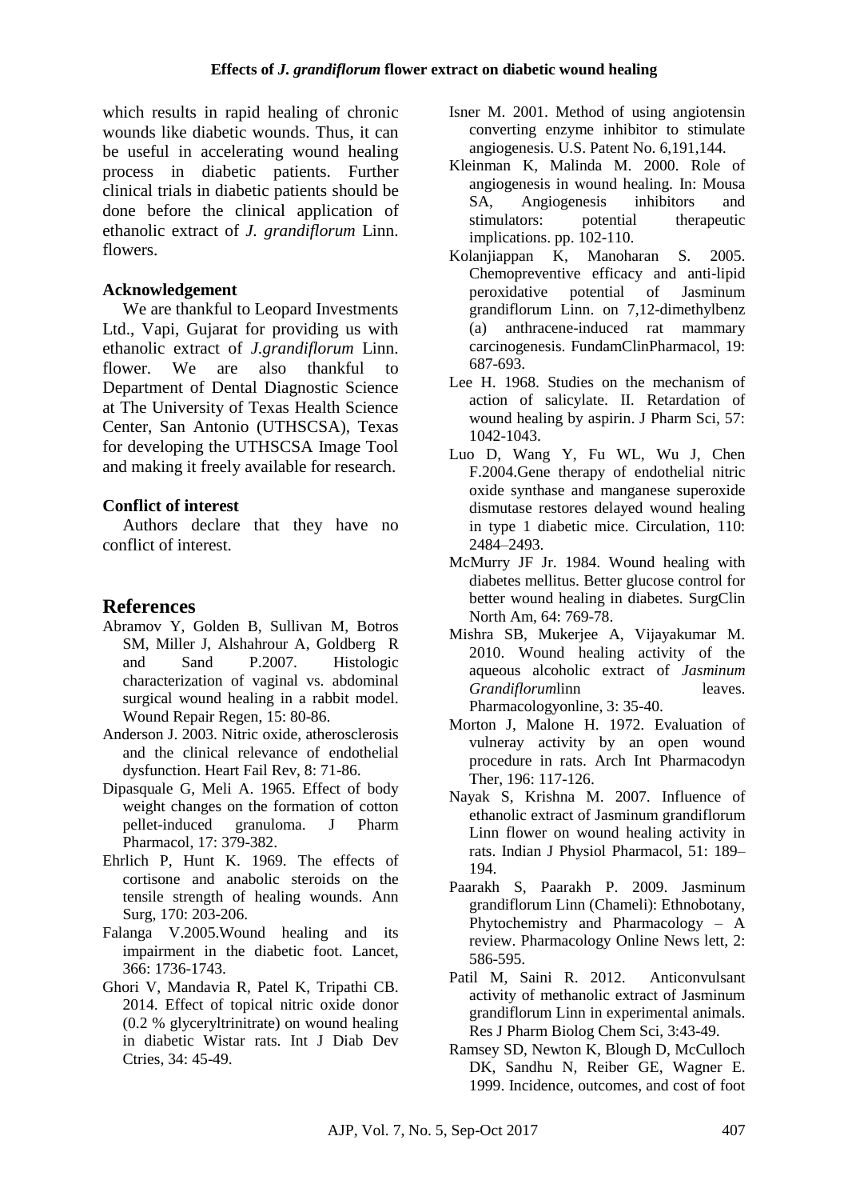which results in rapid healing of chronic wounds like diabetic wounds. Thus, it can be useful in accelerating wound healing process in diabetic patients. Further clinical trials in diabetic patients should be done before the clinical application of ethanolic extract of *J. grandiflorum* Linn. flowers.

### Acknowledgement

We are thankful to Leopard Investments Ltd., Vapi, Gujarat for providing us with ethanolic extract of *J.grandiflorum* Linn. flower. We are also thankful to Department of Dental Diagnostic Science at The University of Texas Health Science Center, San Antonio (UTHSCSA), Texas for developing the UTHSCSA Image Tool and making it freely available for research.

### Conflict of interest

Authors declare that they have no conflict of interest.

## References

Abramov Y, Golden B, Sullivan M, Botros SM, Miller J, Alshahrour A, Goldberg R and Sand P.2007. Histologic characterization of vaginal vs. abdominal surgical wound healing in a rabbit model. Wound Repair Regen, 15: 80-86.

Anderson J. 2003. Nitric oxide, atherosclerosis and the clinical relevance of endothelial dysfunction. Heart Fail Rev, 8: 71-86.

Dipasquale G, Meli A. 1965. Effect of body weight changes on the formation of cotton pellet-induced granuloma. J Pharm Pharmacol, 17: 379-382.

Ehrlich P, Hunt K. 1969. The effects of cortisone and anabolic steroids on the tensile strength of healing wounds. Ann Surg, 170: 203-206.

Falanga V.2005.Wound healing and its impairment in the diabetic foot. Lancet, 366: 1736-1743.

Ghori V, Mandavia R, Patel K, Tripathi CB. 2014. Effect of topical nitric oxide donor (0.2 % glyceryltrinitrate) on wound healing in diabetic Wistar rats. Int J Diab Dev Ctries, 34: 45-49.

Isner M. 2001. Method of using angiotensin converting enzyme inhibitor to stimulate angiogenesis. U.S. Patent No. 6,191,144.

Kleinman K, Malinda M. 2000. Role of angiogenesis in wound healing. In: Mousa SA, Angiogenesis inhibitors and stimulators: potential therapeutic implications. pp. 102-110.

Kolanjiappan K, Manoharan S. 2005. Chemopreventive efficacy and anti-lipid peroxidative potential of Jasminum grandiflorum Linn. on 7,12-dimethylbenz (a) anthracene-induced rat mammary carcinogenesis. FundamClinPharmacol, 19: 687-693.

Lee H. 1968. Studies on the mechanism of action of salicylate. II. Retardation of wound healing by aspirin. J Pharm Sci, 57: 1042-1043.

Luo D, Wang Y, Fu WL, Wu J, Chen F.2004.Gene therapy of endothelial nitric oxide synthase and manganese superoxide dismutase restores delayed wound healing in type 1 diabetic mice. Circulation, 110: 2484–2493.

McMurry JF Jr. 1984. Wound healing with diabetes mellitus. Better glucose control for better wound healing in diabetes. SurgClin North Am, 64: 769-78.

Mishra SB, Mukerjee A, Vijayakumar M. 2010. Wound healing activity of the aqueous alcoholic extract of *Jasminum Grandiflorum*linn leaves. Pharmacologyonline, 3: 35-40.

Morton J, Malone H. 1972. Evaluation of vulneray activity by an open wound procedure in rats. Arch Int Pharmacodyn Ther, 196: 117-126.

Nayak S, Krishna M. 2007. Influence of ethanolic extract of Jasminum grandiflorum Linn flower on wound healing activity in rats. Indian J Physiol Pharmacol, 51: 189–194.

Paarakh S, Paarakh P. 2009. Jasminum grandiflorum Linn (Chameli): Ethnobotany, Phytochemistry and Pharmacology – A review. Pharmacology Online News lett, 2: 586-595.

Patil M, Saini R. 2012. Anticonvulsant activity of methanolic extract of Jasminum grandiflorum Linn in experimental animals. Res J Pharm Biolog Chem Sci, 3:43-49.

Ramsey SD, Newton K, Blough D, McCulloch DK, Sandhu N, Reiber GE, Wagner E. 1999. Incidence, outcomes, and cost of foot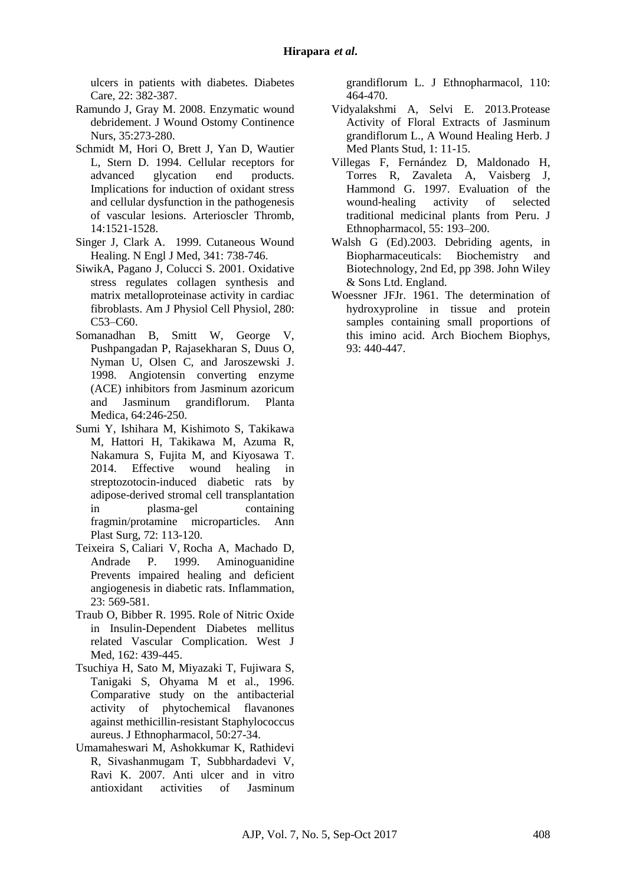ulcers in patients with diabetes. Diabetes Care, 22: 382-387.

Ramundo J, Gray M. 2008. Enzymatic wound debridement. J Wound Ostomy Continence Nurs, 35:273-280.

Schmidt M, Hori O, Brett J, Yan D, Wautier L, Stern D. 1994. Cellular receptors for advanced glycation end products. Implications for induction of oxidant stress and cellular dysfunction in the pathogenesis of vascular lesions. Arterioscler Thromb, 14:1521-1528.

Singer J, Clark A. 1999. Cutaneous Wound Healing. N Engl J Med, 341: 738-746.

SiwikA, Pagano J, Colucci S. 2001. Oxidative stress regulates collagen synthesis and matrix metalloproteinase activity in cardiac fibroblasts. Am J Physiol Cell Physiol, 280: C53–C60.

Somanadhan B, Smitt W, George V, Pushpangadan P, Rajasekharan S, Duus O, Nyman U, Olsen C, and Jaroszewski J. 1998. Angiotensin converting enzyme (ACE) inhibitors from Jasminum azoricum and Jasminum grandiflorum. Planta Medica, 64:246-250.

Sumi Y, Ishihara M, Kishimoto S, Takikawa M, Hattori H, Takikawa M, Azuma R, Nakamura S, Fujita M, and Kiyosawa T. 2014. Effective wound healing in streptozotocin-induced diabetic rats by adipose-derived stromal cell transplantation in plasma-gel containing fragmin/protamine microparticles. Ann Plast Surg, 72: 113-120.

Teixeira S, Caliari V, Rocha A, Machado D, Andrade P. 1999. Aminoguanidine Prevents impaired healing and deficient angiogenesis in diabetic rats. Inflammation, 23: 569-581.

Traub O, Bibber R. 1995. Role of Nitric Oxide in Insulin-Dependent Diabetes mellitus related Vascular Complication. West J Med, 162: 439-445.

Tsuchiya H, Sato M, Miyazaki T, Fujiwara S, Tanigaki S, Ohyama M et al., 1996. Comparative study on the antibacterial activity of phytochemical flavanones against methicillin-resistant Staphylococcus aureus. J Ethnopharmacol, 50:27-34.

Umamaheswari M, Ashokkumar K, Rathidevi R, Sivashanmugam T, Subbhardadevi V, Ravi K. 2007. Anti ulcer and in vitro antioxidant activities of Jasminum grandiflorum L. J Ethnopharmacol, 110: 464-470.

Vidyalakshmi A, Selvi E. 2013.Protease Activity of Floral Extracts of Jasminum grandiflorum L., A Wound Healing Herb. J Med Plants Stud, 1: 11-15.

Villegas F, Fernández D, Maldonado H, Torres R, Zavaleta A, Vaisberg J, Hammond G. 1997. Evaluation of the wound-healing activity of selected traditional medicinal plants from Peru. J Ethnopharmacol, 55: 193–200.

Walsh G (Ed).2003. Debriding agents, in Biopharmaceuticals: Biochemistry and Biotechnology, 2nd Ed, pp 398. John Wiley & Sons Ltd. England.

Woessner JFJr. 1961. The determination of hydroxyproline in tissue and protein samples containing small proportions of this imino acid. Arch Biochem Biophys, 93: 440-447.